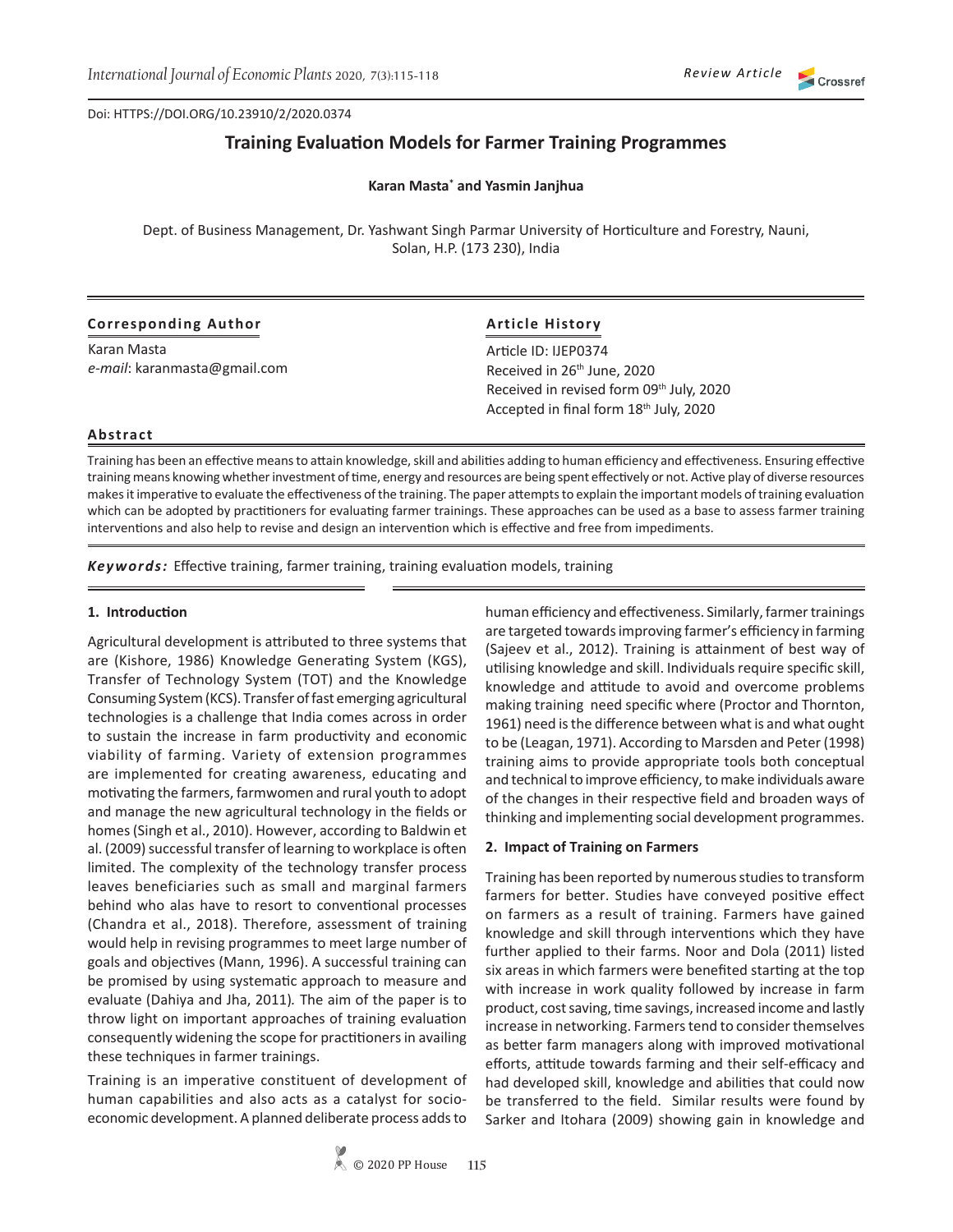Doi: HTTPS://DOI.ORG/10.23910/2/2020.0374

*Review Article*

# Training Evaluation Models for Farmer Training Programmes

**Karan Masta\* and Yasmin Janjhua**

Dept. of Business Management, Dr. Yashwant Singh Parmar University of Horticulture and Forestry, Nauni, Solan, H.P. (173 230), India

**Corresponding Author**

Karan Masta
*e-mail*: karanmasta@gmail.com

**Article History**

Article ID: IJEP0374
Received in 26th June, 2020
Received in revised form 09th July, 2020
Accepted in final form 18th July, 2020

**Abstract**

Training has been an effective means to attain knowledge, skill and abilities adding to human efficiency and effectiveness. Ensuring effective training means knowing whether investment of time, energy and resources are being spent effectively or not. Active play of diverse resources makes it imperative to evaluate the effectiveness of the training. The paper attempts to explain the important models of training evaluation which can be adopted by practitioners for evaluating farmer trainings. These approaches can be used as a base to assess farmer training interventions and also help to revise and design an intervention which is effective and free from impediments.

***Keywords:*** Effective training, farmer training, training evaluation models, training

## 1. Introduction

Agricultural development is attributed to three systems that are (Kishore, 1986) Knowledge Generating System (KGS), Transfer of Technology System (TOT) and the Knowledge Consuming System (KCS). Transfer of fast emerging agricultural technologies is a challenge that India comes across in order to sustain the increase in farm productivity and economic viability of farming. Variety of extension programmes are implemented for creating awareness, educating and motivating the farmers, farmwomen and rural youth to adopt and manage the new agricultural technology in the fields or homes (Singh et al., 2010). However, according to Baldwin et al. (2009) successful transfer of learning to workplace is often limited. The complexity of the technology transfer process leaves beneficiaries such as small and marginal farmers behind who alas have to resort to conventional processes (Chandra et al., 2018). Therefore, assessment of training would help in revising programmes to meet large number of goals and objectives (Mann, 1996). A successful training can be promised by using systematic approach to measure and evaluate (Dahiya and Jha, 2011). The aim of the paper is to throw light on important approaches of training evaluation consequently widening the scope for practitioners in availing these techniques in farmer trainings.

Training is an imperative constituent of development of human capabilities and also acts as a catalyst for socio-economic development. A planned deliberate process adds to human efficiency and effectiveness. Similarly, farmer trainings are targeted towards improving farmer's efficiency in farming (Sajeev et al., 2012). Training is attainment of best way of utilising knowledge and skill. Individuals require specific skill, knowledge and attitude to avoid and overcome problems making training need specific where (Proctor and Thornton, 1961) need is the difference between what is and what ought to be (Leagan, 1971). According to Marsden and Peter (1998) training aims to provide appropriate tools both conceptual and technical to improve efficiency, to make individuals aware of the changes in their respective field and broaden ways of thinking and implementing social development programmes.

## 2. Impact of Training on Farmers

Training has been reported by numerous studies to transform farmers for better. Studies have conveyed positive effect on farmers as a result of training. Farmers have gained knowledge and skill through interventions which they have further applied to their farms. Noor and Dola (2011) listed six areas in which farmers were benefited starting at the top with increase in work quality followed by increase in farm product, cost saving, time savings, increased income and lastly increase in networking. Farmers tend to consider themselves as better farm managers along with improved motivational efforts, attitude towards farming and their self-efficacy and had developed skill, knowledge and abilities that could now be transferred to the field. Similar results were found by Sarker and Itohara (2009) showing gain in knowledge and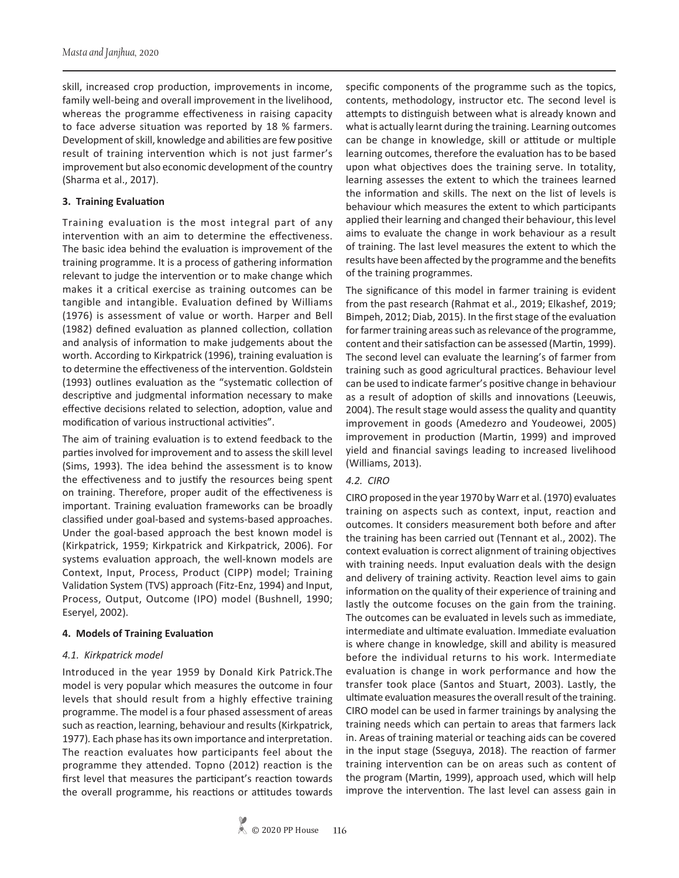skill, increased crop production, improvements in income, family well-being and overall improvement in the livelihood, whereas the programme effectiveness in raising capacity to face adverse situation was reported by 18 % farmers. Development of skill, knowledge and abilities are few positive result of training intervention which is not just farmer's improvement but also economic development of the country (Sharma et al., 2017).

**3. Training Evaluation**

Training evaluation is the most integral part of any intervention with an aim to determine the effectiveness. The basic idea behind the evaluation is improvement of the training programme. It is a process of gathering information relevant to judge the intervention or to make change which makes it a critical exercise as training outcomes can be tangible and intangible. Evaluation defined by Williams (1976) is assessment of value or worth. Harper and Bell (1982) defined evaluation as planned collection, collation and analysis of information to make judgements about the worth. According to Kirkpatrick (1996), training evaluation is to determine the effectiveness of the intervention. Goldstein (1993) outlines evaluation as the "systematic collection of descriptive and judgmental information necessary to make effective decisions related to selection, adoption, value and modification of various instructional activities".

The aim of training evaluation is to extend feedback to the parties involved for improvement and to assess the skill level (Sims, 1993). The idea behind the assessment is to know the effectiveness and to justify the resources being spent on training. Therefore, proper audit of the effectiveness is important. Training evaluation frameworks can be broadly classified under goal-based and systems-based approaches. Under the goal-based approach the best known model is (Kirkpatrick, 1959; Kirkpatrick and Kirkpatrick, 2006). For systems evaluation approach, the well-known models are Context, Input, Process, Product (CIPP) model; Training Validation System (TVS) approach (Fitz-Enz, 1994) and Input, Process, Output, Outcome (IPO) model (Bushnell, 1990; Eseryel, 2002).

**4. Models of Training Evaluation**

*4.1. Kirkpatrick model*

Introduced in the year 1959 by Donald Kirk Patrick.The model is very popular which measures the outcome in four levels that should result from a highly effective training programme. The model is a four phased assessment of areas such as reaction, learning, behaviour and results (Kirkpatrick, 1977). Each phase has its own importance and interpretation. The reaction evaluates how participants feel about the programme they attended. Topno (2012) reaction is the first level that measures the participant's reaction towards the overall programme, his reactions or attitudes towards specific components of the programme such as the topics, contents, methodology, instructor etc. The second level is attempts to distinguish between what is already known and what is actually learnt during the training. Learning outcomes can be change in knowledge, skill or attitude or multiple learning outcomes, therefore the evaluation has to be based upon what objectives does the training serve. In totality, learning assesses the extent to which the trainees learned the information and skills. The next on the list of levels is behaviour which measures the extent to which participants applied their learning and changed their behaviour, this level aims to evaluate the change in work behaviour as a result of training. The last level measures the extent to which the results have been affected by the programme and the benefits of the training programmes.

The significance of this model in farmer training is evident from the past research (Rahmat et al., 2019; Elkashef, 2019; Bimpeh, 2012; Diab, 2015). In the first stage of the evaluation for farmer training areas such as relevance of the programme, content and their satisfaction can be assessed (Martin, 1999). The second level can evaluate the learning's of farmer from training such as good agricultural practices. Behaviour level can be used to indicate farmer's positive change in behaviour as a result of adoption of skills and innovations (Leeuwis, 2004). The result stage would assess the quality and quantity improvement in goods (Amedezro and Youdeowei, 2005) improvement in production (Martin, 1999) and improved yield and financial savings leading to increased livelihood (Williams, 2013).

*4.2. CIRO*

CIRO proposed in the year 1970 by Warr et al. (1970) evaluates training on aspects such as context, input, reaction and outcomes. It considers measurement both before and after the training has been carried out (Tennant et al., 2002). The context evaluation is correct alignment of training objectives with training needs. Input evaluation deals with the design and delivery of training activity. Reaction level aims to gain information on the quality of their experience of training and lastly the outcome focuses on the gain from the training. The outcomes can be evaluated in levels such as immediate, intermediate and ultimate evaluation. Immediate evaluation is where change in knowledge, skill and ability is measured before the individual returns to his work. Intermediate evaluation is change in work performance and how the transfer took place (Santos and Stuart, 2003). Lastly, the ultimate evaluation measures the overall result of the training. CIRO model can be used in farmer trainings by analysing the training needs which can pertain to areas that farmers lack in. Areas of training material or teaching aids can be covered in the input stage (Sseguya, 2018). The reaction of farmer training intervention can be on areas such as content of the program (Martin, 1999), approach used, which will help improve the intervention. The last level can assess gain in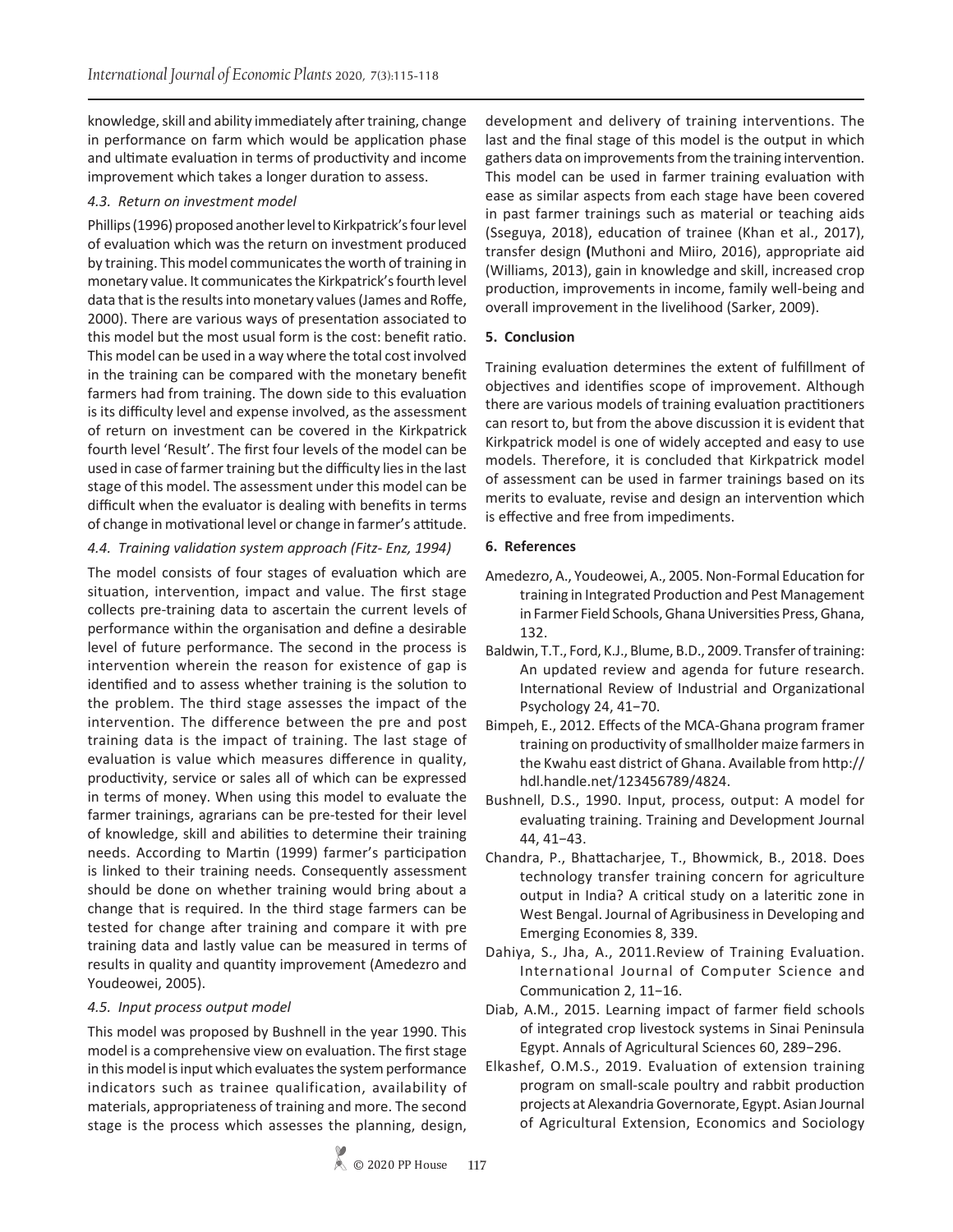knowledge, skill and ability immediately after training, change in performance on farm which would be application phase and ultimate evaluation in terms of productivity and income improvement which takes a longer duration to assess.

### *4.3. Return on investment model*

Phillips (1996) proposed another level to Kirkpatrick's four level of evaluation which was the return on investment produced by training. This model communicates the worth of training in monetary value. It communicates the Kirkpatrick's fourth level data that is the results into monetary values (James and Roffe, 2000). There are various ways of presentation associated to this model but the most usual form is the cost: benefit ratio. This model can be used in a way where the total cost involved in the training can be compared with the monetary benefit farmers had from training. The down side to this evaluation is its difficulty level and expense involved, as the assessment of return on investment can be covered in the Kirkpatrick fourth level 'Result'. The first four levels of the model can be used in case of farmer training but the difficulty lies in the last stage of this model. The assessment under this model can be difficult when the evaluator is dealing with benefits in terms of change in motivational level or change in farmer's attitude.

### *4.4. Training validation system approach (Fitz- Enz, 1994)*

The model consists of four stages of evaluation which are situation, intervention, impact and value. The first stage collects pre-training data to ascertain the current levels of performance within the organisation and define a desirable level of future performance. The second in the process is intervention wherein the reason for existence of gap is identified and to assess whether training is the solution to the problem. The third stage assesses the impact of the intervention. The difference between the pre and post training data is the impact of training. The last stage of evaluation is value which measures difference in quality, productivity, service or sales all of which can be expressed in terms of money. When using this model to evaluate the farmer trainings, agrarians can be pre-tested for their level of knowledge, skill and abilities to determine their training needs. According to Martin (1999) farmer's participation is linked to their training needs. Consequently assessment should be done on whether training would bring about a change that is required. In the third stage farmers can be tested for change after training and compare it with pre training data and lastly value can be measured in terms of results in quality and quantity improvement (Amedezro and Youdeowei, 2005).

### *4.5. Input process output model*

This model was proposed by Bushnell in the year 1990. This model is a comprehensive view on evaluation. The first stage in this model is input which evaluates the system performance indicators such as trainee qualification, availability of materials, appropriateness of training and more. The second stage is the process which assesses the planning, design, development and delivery of training interventions. The last and the final stage of this model is the output in which gathers data on improvements from the training intervention. This model can be used in farmer training evaluation with ease as similar aspects from each stage have been covered in past farmer trainings such as material or teaching aids (Sseguya, 2018), education of trainee (Khan et al., 2017), transfer design **(**Muthoni and Miiro, 2016), appropriate aid (Williams, 2013), gain in knowledge and skill, increased crop production, improvements in income, family well-being and overall improvement in the livelihood (Sarker, 2009).

## 5. Conclusion

Training evaluation determines the extent of fulfillment of objectives and identifies scope of improvement. Although there are various models of training evaluation practitioners can resort to, but from the above discussion it is evident that Kirkpatrick model is one of widely accepted and easy to use models. Therefore, it is concluded that Kirkpatrick model of assessment can be used in farmer trainings based on its merits to evaluate, revise and design an intervention which is effective and free from impediments.

## 6. References

Amedezro, A., Youdeowei, A., 2005. Non-Formal Education for training in Integrated Production and Pest Management in Farmer Field Schools, Ghana Universities Press, Ghana, 132.

Baldwin, T.T., Ford, K.J., Blume, B.D., 2009. Transfer of training: An updated review and agenda for future research. International Review of Industrial and Organizational Psychology 24, 41−70.

Bimpeh, E., 2012. Effects of the MCA-Ghana program framer training on productivity of smallholder maize farmers in the Kwahu east district of Ghana. Available from http://hdl.handle.net/123456789/4824.

Bushnell, D.S., 1990. Input, process, output: A model for evaluating training. Training and Development Journal 44, 41−43.

Chandra, P., Bhattacharjee, T., Bhowmick, B., 2018. Does technology transfer training concern for agriculture output in India? A critical study on a lateritic zone in West Bengal. Journal of Agribusiness in Developing and Emerging Economies 8, 339.

Dahiya, S., Jha, A., 2011.Review of Training Evaluation. International Journal of Computer Science and Communication 2, 11−16.

Diab, A.M., 2015. Learning impact of farmer field schools of integrated crop livestock systems in Sinai Peninsula Egypt. Annals of Agricultural Sciences 60, 289−296.

Elkashef, O.M.S., 2019. Evaluation of extension training program on small-scale poultry and rabbit production projects at Alexandria Governorate, Egypt. Asian Journal of Agricultural Extension, Economics and Sociology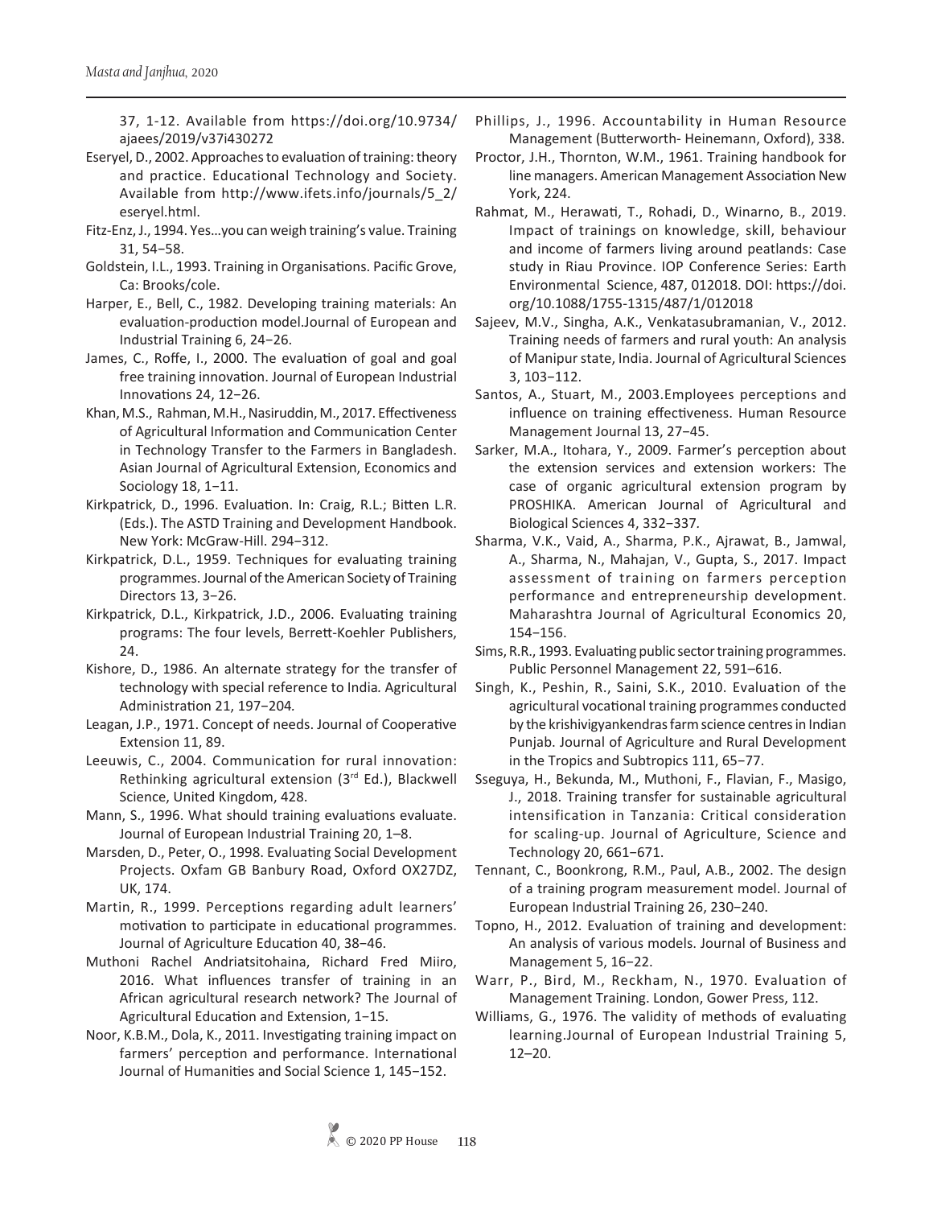37, 1-12. Available from https://doi.org/10.9734/ajaees/2019/v37i430272

Eseryel, D., 2002. Approaches to evaluation of training: theory and practice. Educational Technology and Society. Available from http://www.ifets.info/journals/5_2/eseryel.html.

Fitz-Enz, J., 1994. Yes…you can weigh training's value. Training 31, 54−58.

Goldstein, I.L., 1993. Training in Organisations. Pacific Grove, Ca: Brooks/cole.

Harper, E., Bell, C., 1982. Developing training materials: An evaluation-production model.Journal of European and Industrial Training 6, 24−26.

James, C., Roffe, I., 2000. The evaluation of goal and goal free training innovation. Journal of European Industrial Innovations 24, 12−26.

Khan, M.S., Rahman, M.H., Nasiruddin, M., 2017. Effectiveness of Agricultural Information and Communication Center in Technology Transfer to the Farmers in Bangladesh. Asian Journal of Agricultural Extension, Economics and Sociology 18, 1−11.

Kirkpatrick, D., 1996. Evaluation. In: Craig, R.L.; Bitten L.R. (Eds.). The ASTD Training and Development Handbook. New York: McGraw-Hill. 294−312.

Kirkpatrick, D.L., 1959. Techniques for evaluating training programmes. Journal of the American Society of Training Directors 13, 3−26.

Kirkpatrick, D.L., Kirkpatrick, J.D., 2006. Evaluating training programs: The four levels, Berrett-Koehler Publishers, 24.

Kishore, D., 1986. An alternate strategy for the transfer of technology with special reference to India. Agricultural Administration 21, 197−204.

Leagan, J.P., 1971. Concept of needs. Journal of Cooperative Extension 11, 89.

Leeuwis, C., 2004. Communication for rural innovation: Rethinking agricultural extension (3rd Ed.), Blackwell Science, United Kingdom, 428.

Mann, S., 1996. What should training evaluations evaluate. Journal of European Industrial Training 20, 1–8.

Marsden, D., Peter, O., 1998. Evaluating Social Development Projects. Oxfam GB Banbury Road, Oxford OX27DZ, UK, 174.

Martin, R., 1999. Perceptions regarding adult learners' motivation to participate in educational programmes. Journal of Agriculture Education 40, 38−46.

Muthoni Rachel Andriatsitohaina, Richard Fred Miiro, 2016. What influences transfer of training in an African agricultural research network? The Journal of Agricultural Education and Extension, 1−15.

Noor, K.B.M., Dola, K., 2011. Investigating training impact on farmers' perception and performance. International Journal of Humanities and Social Science 1, 145−152.

Phillips, J., 1996. Accountability in Human Resource Management (Butterworth- Heinemann, Oxford), 338.

Proctor, J.H., Thornton, W.M., 1961. Training handbook for line managers. American Management Association New York, 224.

Rahmat, M., Herawati, T., Rohadi, D., Winarno, B., 2019. Impact of trainings on knowledge, skill, behaviour and income of farmers living around peatlands: Case study in Riau Province. IOP Conference Series: Earth Environmental Science, 487, 012018. DOI: https://doi.org/10.1088/1755-1315/487/1/012018

Sajeev, M.V., Singha, A.K., Venkatasubramanian, V., 2012. Training needs of farmers and rural youth: An analysis of Manipur state, India. Journal of Agricultural Sciences 3, 103−112.

Santos, A., Stuart, M., 2003.Employees perceptions and influence on training effectiveness. Human Resource Management Journal 13, 27−45.

Sarker, M.A., Itohara, Y., 2009. Farmer's perception about the extension services and extension workers: The case of organic agricultural extension program by PROSHIKA. American Journal of Agricultural and Biological Sciences 4, 332−337.

Sharma, V.K., Vaid, A., Sharma, P.K., Ajrawat, B., Jamwal, A., Sharma, N., Mahajan, V., Gupta, S., 2017. Impact assessment of training on farmers perception performance and entrepreneurship development. Maharashtra Journal of Agricultural Economics 20, 154−156.

Sims, R.R., 1993. Evaluating public sector training programmes. Public Personnel Management 22, 591–616.

Singh, K., Peshin, R., Saini, S.K., 2010. Evaluation of the agricultural vocational training programmes conducted by the krishivigyankendras farm science centres in Indian Punjab. Journal of Agriculture and Rural Development in the Tropics and Subtropics 111, 65−77.

Sseguya, H., Bekunda, M., Muthoni, F., Flavian, F., Masigo, J., 2018. Training transfer for sustainable agricultural intensification in Tanzania: Critical consideration for scaling-up. Journal of Agriculture, Science and Technology 20, 661−671.

Tennant, C., Boonkrong, R.M., Paul, A.B., 2002. The design of a training program measurement model. Journal of European Industrial Training 26, 230−240.

Topno, H., 2012. Evaluation of training and development: An analysis of various models. Journal of Business and Management 5, 16−22.

Warr, P., Bird, M., Reckham, N., 1970. Evaluation of Management Training. London, Gower Press, 112.

Williams, G., 1976. The validity of methods of evaluating learning.Journal of European Industrial Training 5, 12–20.